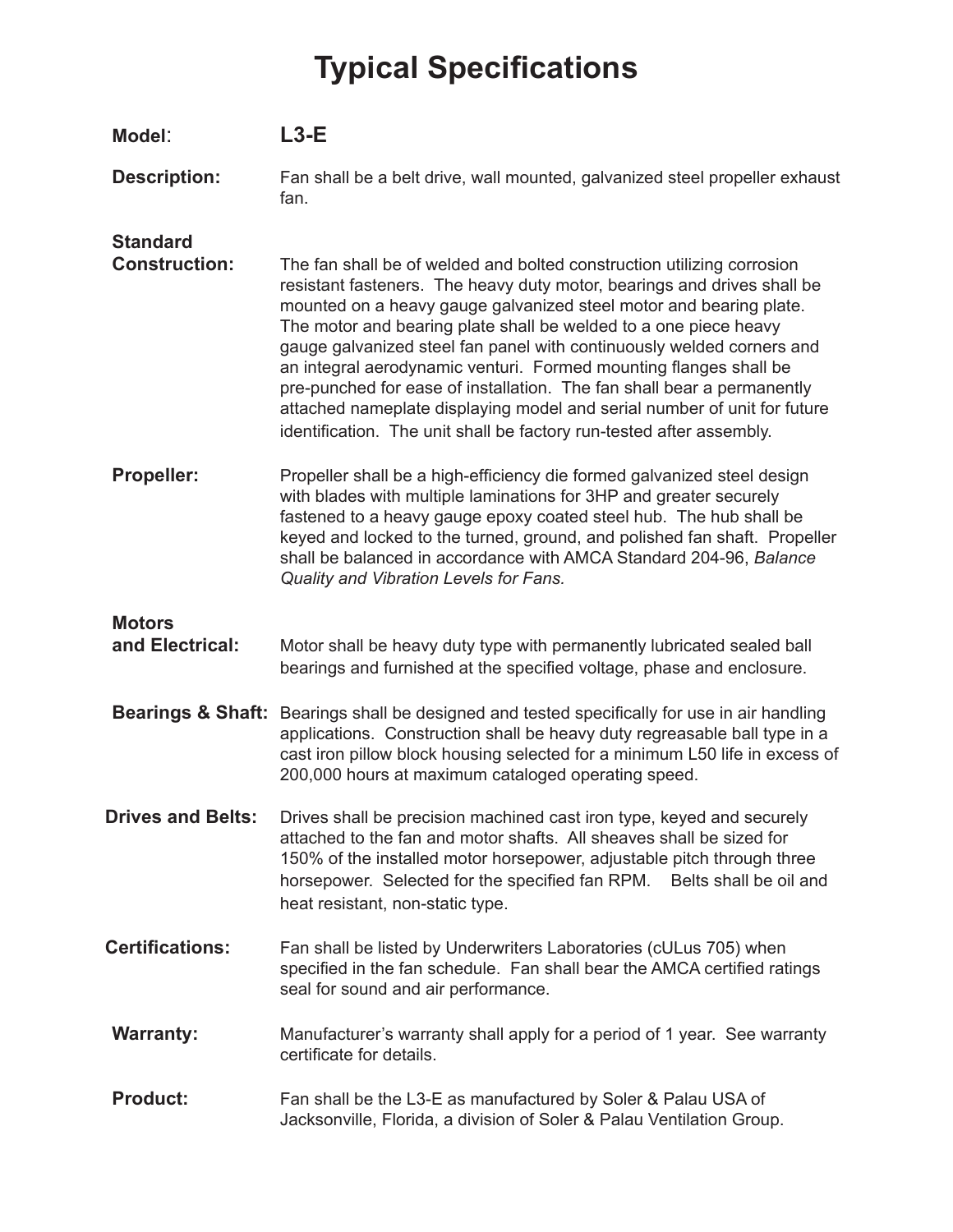# Typical Specifications

**Model**: **L3-E**

**Description:** Fan shall be a belt drive, wall mounted, galvanized steel propeller exhaust fan.

**Standard Construction:** The fan shall be of welded and bolted construction utilizing corrosion resistant fasteners. The heavy duty motor, bearings and drives shall be mounted on a heavy gauge galvanized steel motor and bearing plate. The motor and bearing plate shall be welded to a one piece heavy gauge galvanized steel fan panel with continuously welded corners and an integral aerodynamic venturi. Formed mounting flanges shall be pre-punched for ease of installation. The fan shall bear a permanently attached nameplate displaying model and serial number of unit for future identification. The unit shall be factory run-tested after assembly.

**Propeller:** Propeller shall be a high-efficiency die formed galvanized steel design with blades with multiple laminations for 3HP and greater securely fastened to a heavy gauge epoxy coated steel hub. The hub shall be keyed and locked to the turned, ground, and polished fan shaft. Propeller shall be balanced in accordance with AMCA Standard 204-96, *Balance Quality and Vibration Levels for Fans.*

**Motors and Electrical:** Motor shall be heavy duty type with permanently lubricated sealed ball bearings and furnished at the specified voltage, phase and enclosure.

**Bearings & Shaft:** Bearings shall be designed and tested specifically for use in air handling applications. Construction shall be heavy duty regreasable ball type in a cast iron pillow block housing selected for a minimum L50 life in excess of 200,000 hours at maximum cataloged operating speed.

**Drives and Belts:** Drives shall be precision machined cast iron type, keyed and securely attached to the fan and motor shafts. All sheaves shall be sized for 150% of the installed motor horsepower, adjustable pitch through three horsepower. Selected for the specified fan RPM. Belts shall be oil and heat resistant, non-static type.

**Certifications:** Fan shall be listed by Underwriters Laboratories (cULus 705) when specified in the fan schedule. Fan shall bear the AMCA certified ratings seal for sound and air performance.

**Warranty:** Manufacturer's warranty shall apply for a period of 1 year. See warranty certificate for details.

**Product:** Fan shall be the L3-E as manufactured by Soler & Palau USA of Jacksonville, Florida, a division of Soler & Palau Ventilation Group.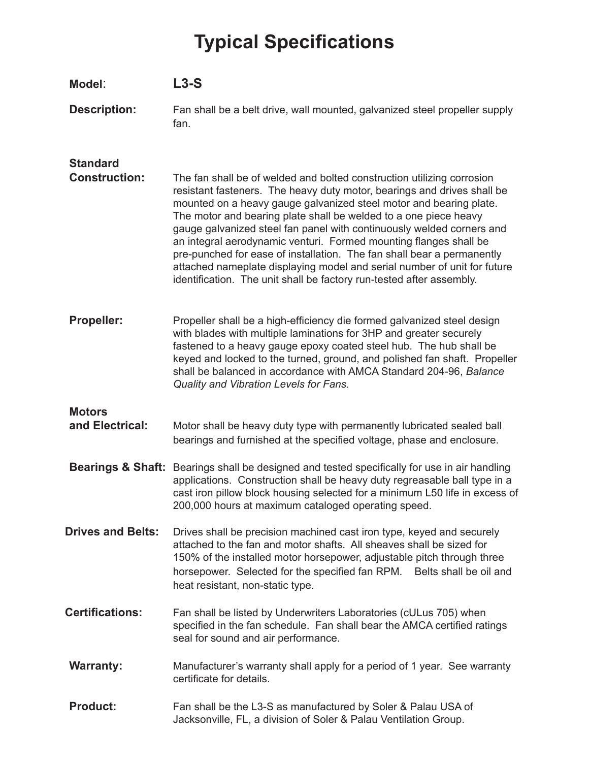# Typical Specifications

**Model**: **L3-S**

**Description:** Fan shall be a belt drive, wall mounted, galvanized steel propeller supply fan.

**Standard Construction:** The fan shall be of welded and bolted construction utilizing corrosion resistant fasteners. The heavy duty motor, bearings and drives shall be mounted on a heavy gauge galvanized steel motor and bearing plate. The motor and bearing plate shall be welded to a one piece heavy gauge galvanized steel fan panel with continuously welded corners and an integral aerodynamic venturi. Formed mounting flanges shall be pre-punched for ease of installation. The fan shall bear a permanently attached nameplate displaying model and serial number of unit for future identification. The unit shall be factory run-tested after assembly.

**Propeller:** Propeller shall be a high-efficiency die formed galvanized steel design with blades with multiple laminations for 3HP and greater securely fastened to a heavy gauge epoxy coated steel hub. The hub shall be keyed and locked to the turned, ground, and polished fan shaft. Propeller shall be balanced in accordance with AMCA Standard 204-96, *Balance Quality and Vibration Levels for Fans.*

**Motors and Electrical:** Motor shall be heavy duty type with permanently lubricated sealed ball bearings and furnished at the specified voltage, phase and enclosure.

**Bearings & Shaft:** Bearings shall be designed and tested specifically for use in air handling applications. Construction shall be heavy duty regreasable ball type in a cast iron pillow block housing selected for a minimum L50 life in excess of 200,000 hours at maximum cataloged operating speed.

**Drives and Belts:** Drives shall be precision machined cast iron type, keyed and securely attached to the fan and motor shafts. All sheaves shall be sized for 150% of the installed motor horsepower, adjustable pitch through three horsepower. Selected for the specified fan RPM. Belts shall be oil and heat resistant, non-static type.

**Certifications:** Fan shall be listed by Underwriters Laboratories (cULus 705) when specified in the fan schedule. Fan shall bear the AMCA certified ratings seal for sound and air performance.

**Warranty:** Manufacturer's warranty shall apply for a period of 1 year. See warranty certificate for details.

**Product:** Fan shall be the L3-S as manufactured by Soler & Palau USA of Jacksonville, FL, a division of Soler & Palau Ventilation Group.